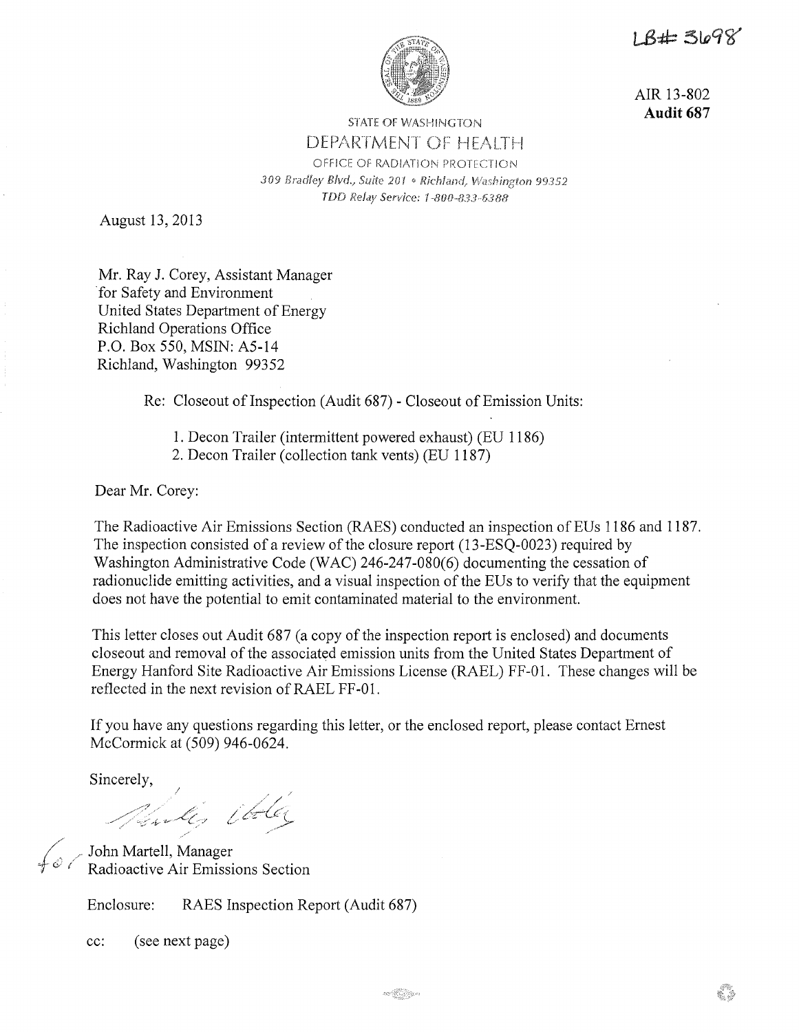LB# 3698

AIR 13-802
**Audit 687**

STATE OF WASHINGTON
DEPARTMENT OF HEALTH
OFFICE OF RADIATION PROTECTION
*309 Bradley Blvd., Suite 201 • Richland, Washington 99352*
*TDD Relay Service: 1-800-833-6388*

August 13, 2013

Mr. Ray J. Corey, Assistant Manager
for Safety and Environment
United States Department of Energy
Richland Operations Office
P.O. Box 550, MSIN: A5-14
Richland, Washington 99352

Re: Closeout of Inspection (Audit 687) - Closeout of Emission Units:

1. Decon Trailer (intermittent powered exhaust) (EU 1186)
2. Decon Trailer (collection tank vents) (EU 1187)

Dear Mr. Corey:

The Radioactive Air Emissions Section (RAES) conducted an inspection of EUs 1186 and 1187. The inspection consisted of a review of the closure report (13-ESQ-0023) required by Washington Administrative Code (WAC) 246-247-080(6) documenting the cessation of radionuclide emitting activities, and a visual inspection of the EUs to verify that the equipment does not have the potential to emit contaminated material to the environment.

This letter closes out Audit 687 (a copy of the inspection report is enclosed) and documents closeout and removal of the associated emission units from the United States Department of Energy Hanford Site Radioactive Air Emissions License (RAEL) FF-01. These changes will be reflected in the next revision of RAEL FF-01.

If you have any questions regarding this letter, or the enclosed report, please contact Ernest McCormick at (509) 946-0624.

Sincerely,

for John Martell, Manager
Radioactive Air Emissions Section

Enclosure: RAES Inspection Report (Audit 687)

cc: (see next page)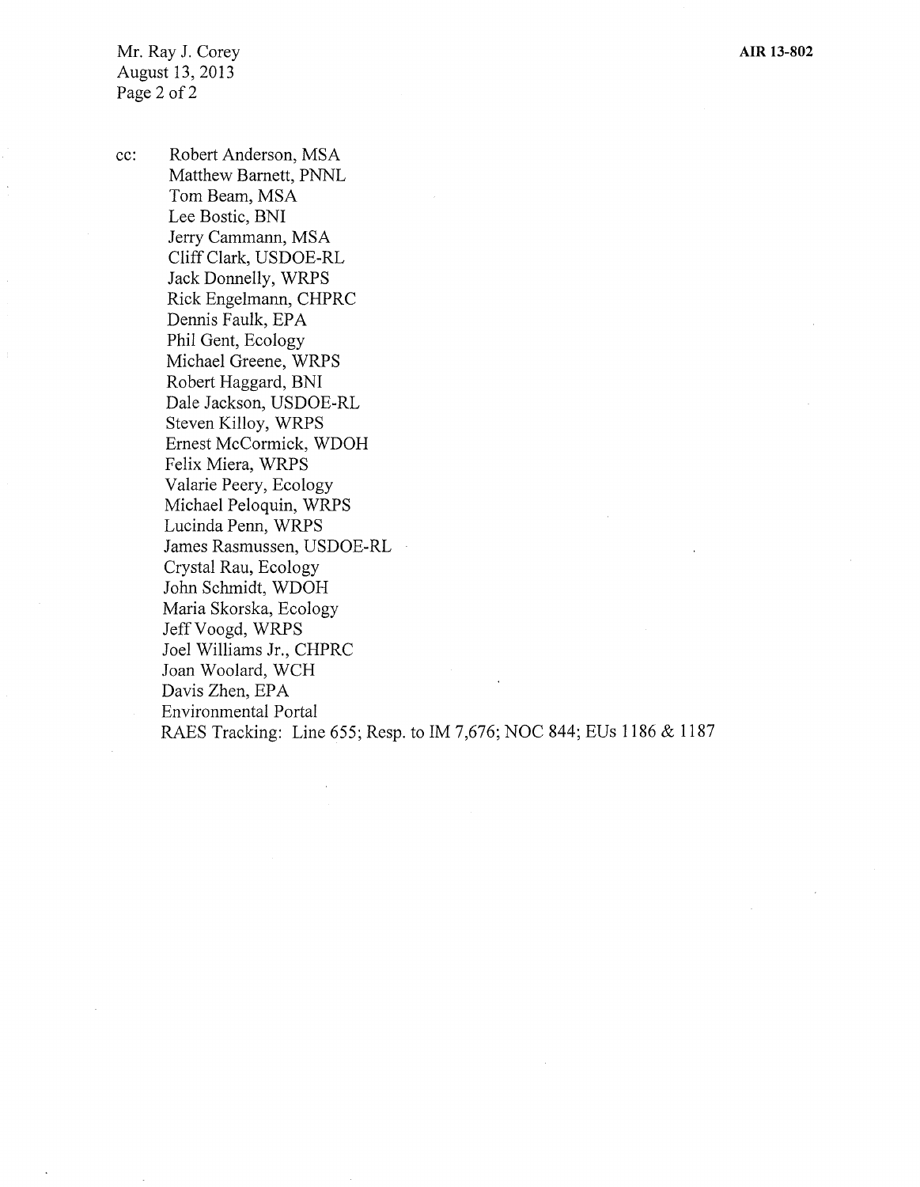cc: Robert Anderson, MSA
Matthew Barnett, PNNL
Tom Beam, MSA
Lee Bostic, BNI
Jerry Cammann, MSA
Cliff Clark, USDOE-RL
Jack Donnelly, WRPS
Rick Engelmann, CHPRC
Dennis Faulk, EPA
Phil Gent, Ecology
Michael Greene, WRPS
Robert Haggard, BNI
Dale Jackson, USDOE-RL
Steven Killoy, WRPS
Ernest McCormick, WDOH
Felix Miera, WRPS
Valarie Peery, Ecology
Michael Peloquin, WRPS
Lucinda Penn, WRPS
James Rasmussen, USDOE-RL
Crystal Rau, Ecology
John Schmidt, WDOH
Maria Skorska, Ecology
Jeff Voogd, WRPS
Joel Williams Jr., CHPRC
Joan Woolard, WCH
Davis Zhen, EPA
Environmental Portal
RAES Tracking: Line 655; Resp. to IM 7,676; NOC 844; EUs 1186 & 1187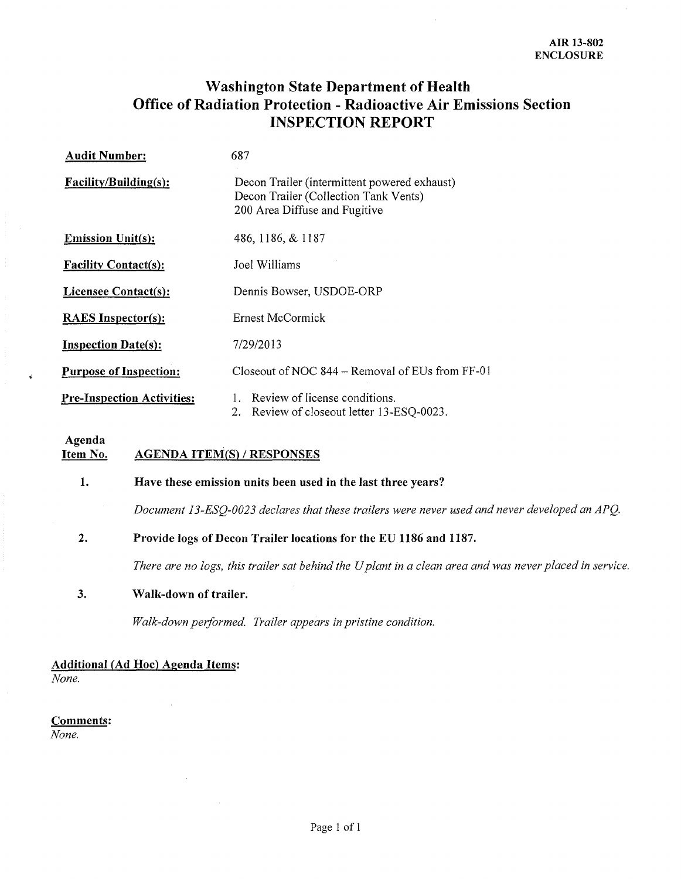AIR 13-802
ENCLOSURE

# Washington State Department of Health
## Office of Radiation Protection - Radioactive Air Emissions Section
## INSPECTION REPORT

| | |
|---|---|
| **Audit Number:** | 687 |
| **Facility/Building(s):** | Decon Trailer (intermittent powered exhaust)<br>Decon Trailer (Collection Tank Vents)<br>200 Area Diffuse and Fugitive |
| **Emission Unit(s):** | 486, 1186, & 1187 |
| **Facility Contact(s):** | Joel Williams |
| **Licensee Contact(s):** | Dennis Bowser, USDOE-ORP |
| **RAES Inspector(s):** | Ernest McCormick |
| **Inspection Date(s):** | 7/29/2013 |
| **Purpose of Inspection:** | Closeout of NOC 844 – Removal of EUs from FF-01 |
| **Pre-Inspection Activities:** | 1. Review of license conditions.<br>2. Review of closeout letter 13-ESQ-0023. |

**Agenda Item No.** **AGENDA ITEM(S) / RESPONSES**

1. **Have these emission units been used in the last three years?**

   *Document 13-ESQ-0023 declares that these trailers were never used and never developed an APQ.*

2. **Provide logs of Decon Trailer locations for the EU 1186 and 1187.**

   *There are no logs, this trailer sat behind the U plant in a clean area and was never placed in service.*

3. **Walk-down of trailer.**

   *Walk-down performed. Trailer appears in pristine condition.*

**Additional (Ad Hoc) Agenda Items:**
*None.*

**Comments:**
*None.*